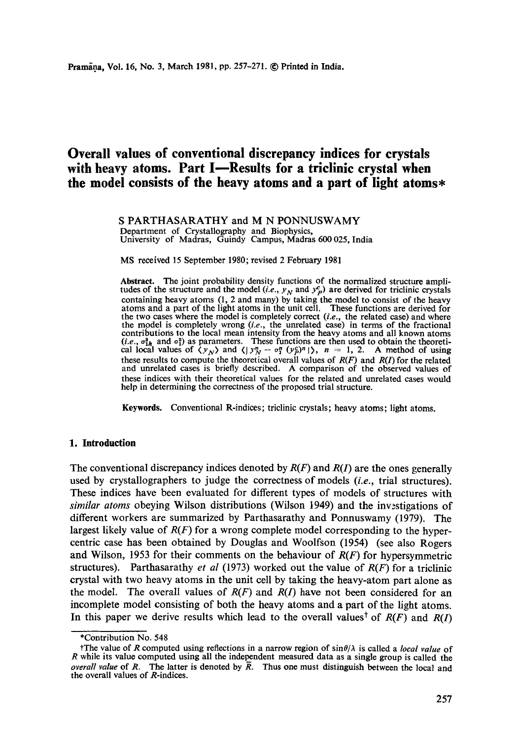# Overall values of conventional discrepancy indices for crystals with heavy atoms. Part I—Results for a triclinic crystal when the model consists of the heavy atoms and a part of light atoms*

S PARTHASARATHY and M N PONNUSWAMY
Department of Crystallography and Biophysics,
University of Madras, Guindy Campus, Madras 600 025, India

MS received 15 September 1980; revised 2 February 1981

**Abstract.** The joint probability density functions of the normalized structure amplitudes of the structure and the model (*i.e.*, $y_N$ and $y_P^c$) are derived for triclinic crystals containing heavy atoms (1, 2 and many) by taking the model to consist of the heavy atoms and a part of the light atoms in the unit cell. These functions are derived for the two cases where the model is completely correct (*i.e.*, the related case) and where the model is completely wrong (*i.e.*, the unrelated case) in terms of the fractional contributions to the local mean intensity from the heavy atoms and all known atoms (*i.e.*, $\sigma_{1h}^2$ and $\sigma_1^2$) as parameters. These functions are then used to obtain the theoretical local values of $\langle y_N \rangle$ and $\langle | y_N^n - \sigma_1^n (y_P^c)^n | \rangle$, $n = 1, 2$. A method of using these results to compute the theoretical overall values of $R(F)$ and $R(I)$ for the related and unrelated cases is briefly described. A comparison of the observed values of these indices with their theoretical values for the related and unrelated cases would help in determining the correctness of the proposed trial structure.

**Keywords.** Conventional R-indices; triclinic crystals; heavy atoms; light atoms.

## 1. Introduction

The conventional discrepancy indices denoted by $R(F)$ and $R(I)$ are the ones generally used by crystallographers to judge the correctness of models (*i.e.*, trial structures). These indices have been evaluated for different types of models of structures with *similar atoms* obeying Wilson distributions (Wilson 1949) and the investigations of different workers are summarized by Parthasarathy and Ponnuswamy (1979). The largest likely value of $R(F)$ for a wrong complete model corresponding to the hypercentric case has been obtained by Douglas and Woolfson (1954) (see also Rogers and Wilson, 1953 for their comments on the behaviour of $R(F)$ for hypersymmetric structures). Parthasarathy *et al* (1973) worked out the value of $R(F)$ for a triclinic crystal with two heavy atoms in the unit cell by taking the heavy-atom part alone as the model. The overall values of $R(F)$ and $R(I)$ have not been considered for an incomplete model consisting of both the heavy atoms and a part of the light atoms. In this paper we derive results which lead to the overall values† of $R(F)$ and $R(I)$

*Contribution No. 548

†The value of $R$ computed using reflections in a narrow region of $\sin\theta/\lambda$ is called a *local value* of $R$ while its value computed using all the independent measured data as a single group is called the *overall value* of $R$. The latter is denoted by $\bar{R}$. Thus one must distinguish between the local and the overall values of $R$-indices.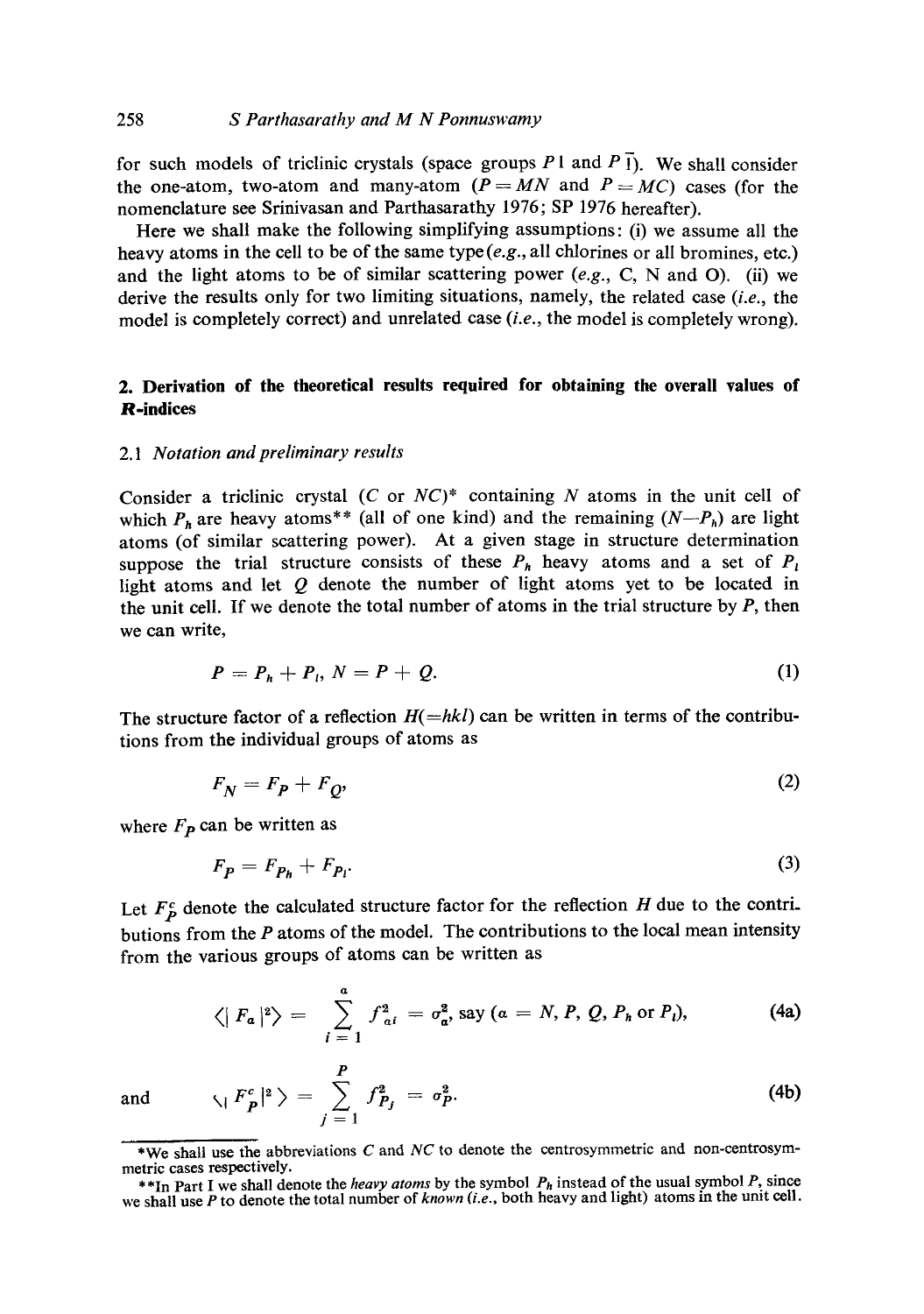for such models of triclinic crystals (space groups $P1$ and $P\bar{1}$). We shall consider the one-atom, two-atom and many-atom ($P = MN$ and $P = MC$) cases (for the nomenclature see Srinivasan and Parthasarathy 1976; SP 1976 hereafter).

Here we shall make the following simplifying assumptions: (i) we assume all the heavy atoms in the cell to be of the same type (*e.g.*, all chlorines or all bromines, etc.) and the light atoms to be of similar scattering power (*e.g.*, C, N and O). (ii) we derive the results only for two limiting situations, namely, the related case (*i.e.*, the model is completely correct) and unrelated case (*i.e.*, the model is completely wrong).

## 2. Derivation of the theoretical results required for obtaining the overall values of *R*-indices

### 2.1 *Notation and preliminary results*

Consider a triclinic crystal ($C$ or $NC$)* containing $N$ atoms in the unit cell of which $P_h$ are heavy atoms** (all of one kind) and the remaining ($N-P_h$) are light atoms (of similar scattering power). At a given stage in structure determination suppose the trial structure consists of these $P_h$ heavy atoms and a set of $P_l$ light atoms and let $Q$ denote the number of light atoms yet to be located in the unit cell. If we denote the total number of atoms in the trial structure by $P$, then we can write,

$$P = P_h + P_l, \; N = P + Q. \tag{1}$$

The structure factor of a reflection $H(=hkl)$ can be written in terms of the contributions from the individual groups of atoms as

$$F_N = F_P + F_Q, \tag{2}$$

where $F_P$ can be written as

$$F_P = F_{P_h} + F_{P_l}. \tag{3}$$

Let $F_P^c$ denote the calculated structure factor for the reflection $H$ due to the contributions from the $P$ atoms of the model. The contributions to the local mean intensity from the various groups of atoms can be written as

$$\langle |F_a|^2 \rangle = \sum_{i=1}^{a} f_{ai}^2 = \sigma_a^2, \text{ say } (a = N, P, Q, P_h \text{ or } P_l), \tag{4a}$$

and

$$\langle |F_P^c|^2 \rangle = \sum_{j=1}^{P} f_{P_j}^2 = \sigma_P^2. \tag{4b}$$

---

*We shall use the abbreviations $C$ and $NC$ to denote the centrosymmetric and non-centrosymmetric cases respectively.

**In Part I we shall denote the *heavy atoms* by the symbol $P_h$ instead of the usual symbol $P$, since we shall use $P$ to denote the total number of *known* (*i.e.*, both heavy and light) atoms in the unit cell.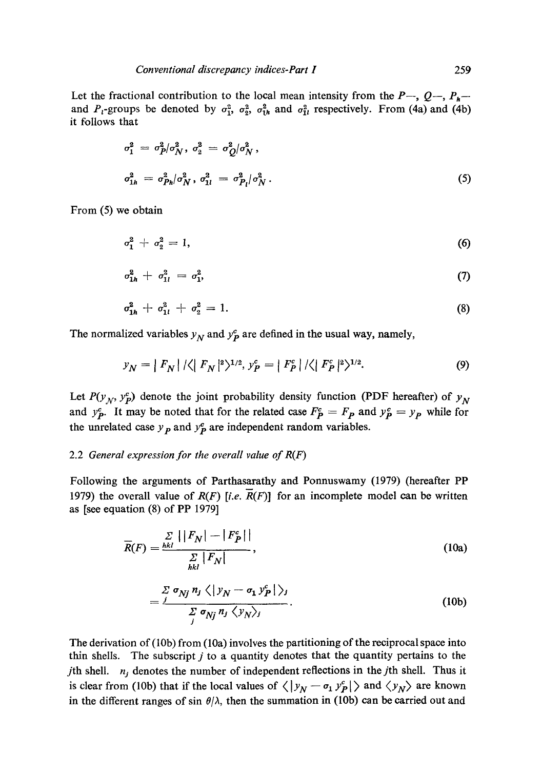Let the fractional contribution to the local mean intensity from the $P$—, $Q$—, $P_h$— and $P_l$-groups be denoted by $\sigma_1^2$, $\sigma_2^2$, $\sigma_{1h}^2$ and $\sigma_{1l}^2$ respectively. From (4a) and (4b) it follows that

$$\sigma_1^2 = \sigma_P^2/\sigma_N^2, \; \sigma_2^2 = \sigma_Q^2/\sigma_N^2,$$

$$\sigma_{1h}^2 = \sigma_{P_h}^2/\sigma_N^2, \; \sigma_{1l}^2 = \sigma_{P_l}^2/\sigma_N^2. \tag{5}$$

From (5) we obtain

$$\sigma_1^2 + \sigma_2^2 = 1, \tag{6}$$

$$\sigma_{1h}^2 + \sigma_{1l}^2 = \sigma_1^2, \tag{7}$$

$$\sigma_{1h}^2 + \sigma_{1l}^2 + \sigma_2^2 = 1. \tag{8}$$

The normalized variables $y_N$ and $y_P^c$ are defined in the usual way, namely,

$$y_N = |F_N| / \langle |F_N|^2 \rangle^{1/2}, \; y_P^c = |F_P^c| / \langle |F_P^c|^2 \rangle^{1/2}. \tag{9}$$

Let $P(y_N, y_P^c)$ denote the joint probability density function (PDF hereafter) of $y_N$ and $y_P^c$. It may be noted that for the related case $F_P^c = F_P$ and $y_P^c = y_P$ while for the unrelated case $y_P$ and $y_P^c$ are independent random variables.

### 2.2 *General expression for the overall value of R(F)*

Following the arguments of Parthasarathy and Ponnuswamy (1979) (hereafter PP 1979) the overall value of $R(F)$ [*i.e.* $\bar{R}(F)$] for an incomplete model can be written as [see equation (8) of PP 1979]

$$\bar{R}(F) = \frac{\sum_{hkl} \big| |F_N| - |F_P^c| \big|}{\sum_{hkl} |F_N|}, \tag{10a}$$

$$= \frac{\sum_j \sigma_{Nj} \, n_j \, \langle | y_N - \sigma_1 y_P^c | \rangle_j}{\sum_j \sigma_{Nj} \, n_j \, \langle y_N \rangle_j}. \tag{10b}$$

The derivation of (10b) from (10a) involves the partitioning of the reciprocal space into thin shells. The subscript $j$ to a quantity denotes that the quantity pertains to the $j$th shell. $n_j$ denotes the number of independent reflections in the $j$th shell. Thus it is clear from (10b) that if the local values of $\langle | y_N - \sigma_1 y_P^c | \rangle$ and $\langle y_N \rangle$ are known in the different ranges of $\sin \theta / \lambda$, then the summation in (10b) can be carried out and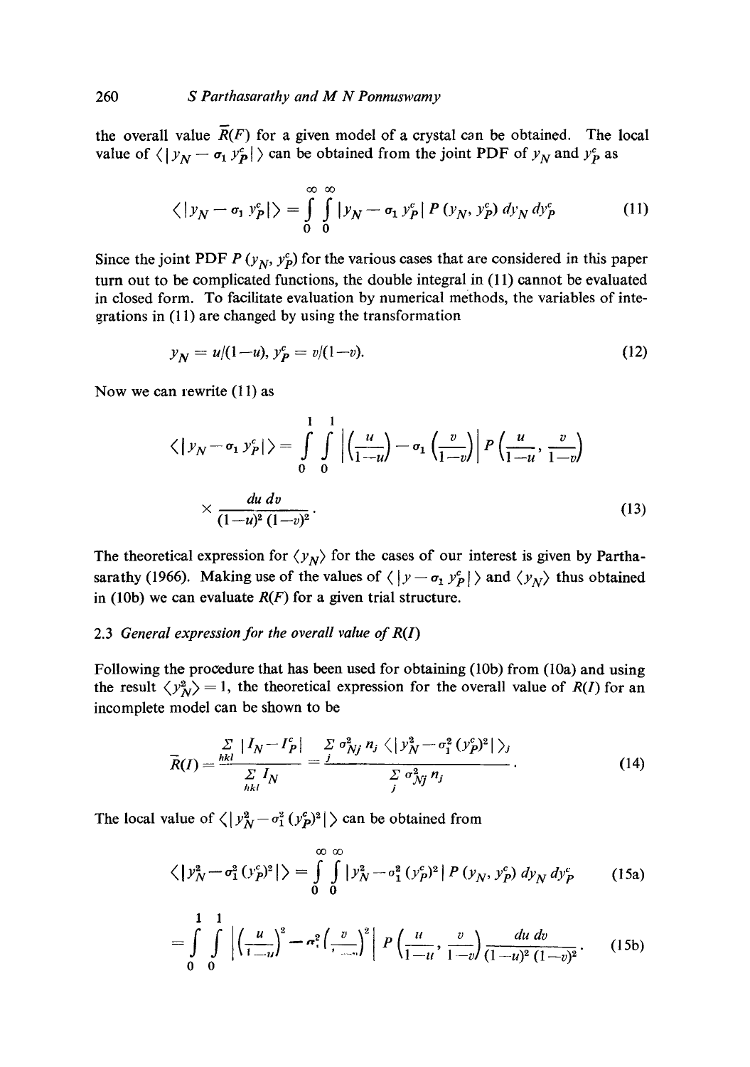the overall value $\bar{R}(F)$ for a given model of a crystal can be obtained. The local value of $\langle |y_N - \sigma_1 y_P^c| \rangle$ can be obtained from the joint PDF of $y_N$ and $y_P^c$ as

$$\langle |y_N - \sigma_1 y_P^c| \rangle = \int_0^\infty \int_0^\infty |y_N - \sigma_1 y_P^c| \, P(y_N, y_P^c) \, dy_N \, dy_P^c \tag{11}$$

Since the joint PDF $P(y_N, y_P^c)$ for the various cases that are considered in this paper turn out to be complicated functions, the double integral in (11) cannot be evaluated in closed form. To facilitate evaluation by numerical methods, the variables of integrations in (11) are changed by using the transformation

$$y_N = u/(1-u), \; y_P^c = v/(1-v). \tag{12}$$

Now we can rewrite (11) as

$$\langle |y_N - \sigma_1 y_P^c| \rangle = \int_0^1 \int_0^1 \left| \left(\frac{u}{1-u}\right) - \sigma_1 \left(\frac{v}{1-v}\right) \right| P\left(\frac{u}{1-u}, \frac{v}{1-v}\right) \times \frac{du \, dv}{(1-u)^2 (1-v)^2}. \tag{13}$$

The theoretical expression for $\langle y_N \rangle$ for the cases of our interest is given by Parthasarathy (1966). Making use of the values of $\langle |y - \sigma_1 y_P^c| \rangle$ and $\langle y_N \rangle$ thus obtained in (10b) we can evaluate $R(F)$ for a given trial structure.

### 2.3 *General expression for the overall value of R(I)*

Following the procedure that has been used for obtaining (10b) from (10a) and using the result $\langle y_N^2 \rangle = 1$, the theoretical expression for the overall value of $R(I)$ for an incomplete model can be shown to be

$$\bar{R}(I) = \frac{\sum_{hkl} |I_N - I_P^c|}{\sum_{hkl} I_N} = \frac{\sum_j \sigma_{Nj}^2 n_j \langle |y_N^2 - \sigma_1^2 (y_P^c)^2| \rangle_j}{\sum_j \sigma_{Nj}^2 n_j}. \tag{14}$$

The local value of $\langle |y_N^2 - \sigma_1^2 (y_P^c)^2| \rangle$ can be obtained from

$$\langle |y_N^2 - \sigma_1^2 (y_P^c)^2| \rangle = \int_0^\infty \int_0^\infty |y_N^2 - \sigma_1^2 (y_P^c)^2| \, P(y_N, y_P^c) \, dy_N \, dy_P^c \tag{15a}$$

$$= \int_0^1 \int_0^1 \left| \left(\frac{u}{1-u}\right)^2 - \sigma_1^2 \left(\frac{v}{1-v}\right)^2 \right| P\left(\frac{u}{1-u}, \frac{v}{1-v}\right) \frac{du \, dv}{(1-u)^2 (1-v)^2}. \tag{15b}$$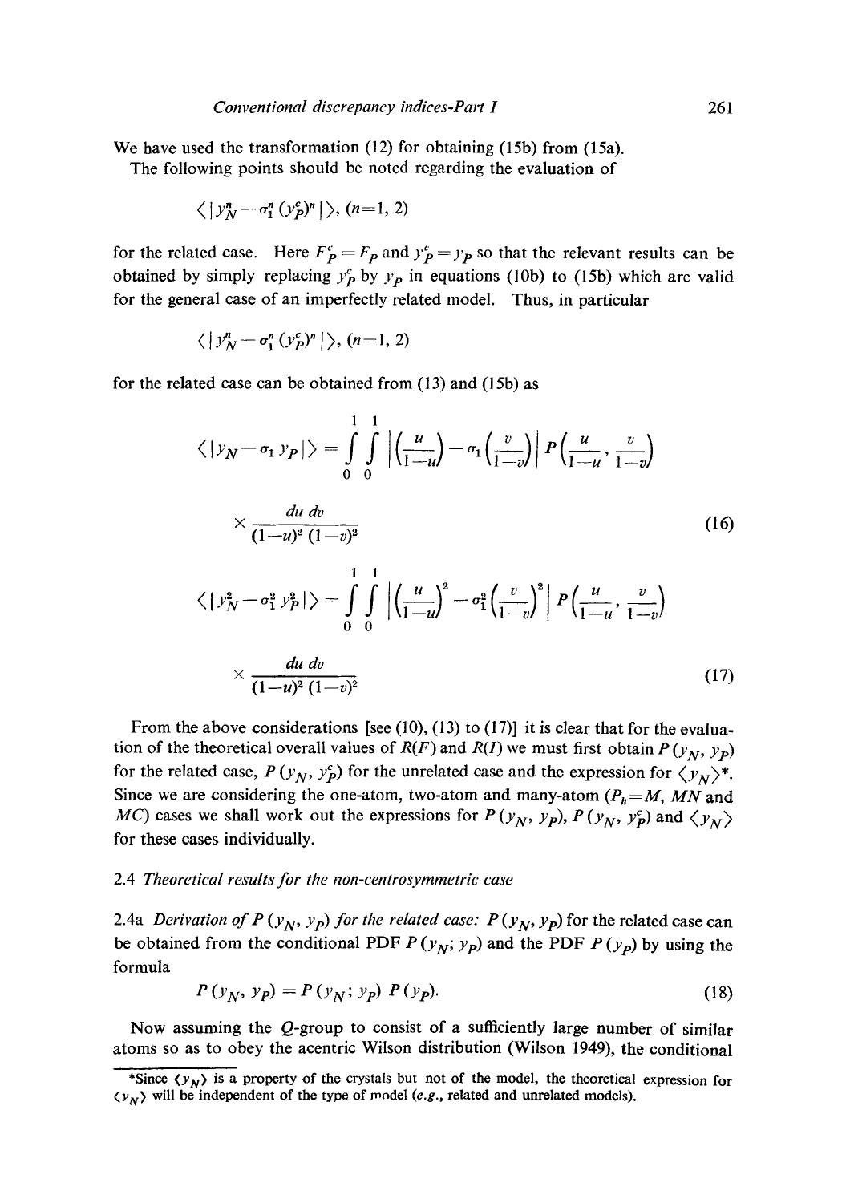We have used the transformation (12) for obtaining (15b) from (15a).

The following points should be noted regarding the evaluation of

$$\langle | y_N^n - \sigma_1^n (y_P^c)^n | \rangle, \ (n=1, 2)$$

for the related case. Here $F_P^c = F_P$ and $y_P^c = y_P$ so that the relevant results can be obtained by simply replacing $y_P^c$ by $y_P$ in equations (10b) to (15b) which are valid for the general case of an imperfectly related model. Thus, in particular

$$\langle | y_N^n - \sigma_1^n (y_P^c)^n | \rangle, \ (n=1, 2)$$

for the related case can be obtained from (13) and (15b) as

$$\langle | y_N - \sigma_1 y_P | \rangle = \int_0^1 \int_0^1 \left| \left(\frac{u}{1-u}\right) - \sigma_1 \left(\frac{v}{1-v}\right) \right| P\left(\frac{u}{1-u}, \frac{v}{1-v}\right) \times \frac{du\, dv}{(1-u)^2 (1-v)^2} \tag{16}$$

$$\langle | y_N^2 - \sigma_1^2 y_P^2 | \rangle = \int_0^1 \int_0^1 \left| \left(\frac{u}{1-u}\right)^2 - \sigma_1^2 \left(\frac{v}{1-v}\right)^2 \right| P\left(\frac{u}{1-u}, \frac{v}{1-v}\right) \times \frac{du\, dv}{(1-u)^2 (1-v)^2} \tag{17}$$

From the above considerations [see (10), (13) to (17)] it is clear that for the evaluation of the theoretical overall values of $R(F)$ and $R(I)$ we must first obtain $P(y_N, y_P)$ for the related case, $P(y_N, y_P^c)$ for the unrelated case and the expression for $\langle y_N \rangle$*. Since we are considering the one-atom, two-atom and many-atom ($P_h = M$, $MN$ and $MC$) cases we shall work out the expressions for $P(y_N, y_P)$, $P(y_N, y_P^c)$ and $\langle y_N \rangle$ for these cases individually.

### 2.4 *Theoretical results for the non-centrosymmetric case*

2.4a *Derivation of $P(y_N, y_P)$ for the related case:* $P(y_N, y_P)$ for the related case can be obtained from the conditional PDF $P(y_N; y_P)$ and the PDF $P(y_P)$ by using the formula

$$P(y_N, y_P) = P(y_N; y_P)\, P(y_P). \tag{18}$$

Now assuming the $Q$-group to consist of a sufficiently large number of similar atoms so as to obey the acentric Wilson distribution (Wilson 1949), the conditional

*Since $\langle y_N \rangle$ is a property of the crystals but not of the model, the theoretical expression for $\langle y_N \rangle$ will be independent of the type of model (*e.g.*, related and unrelated models).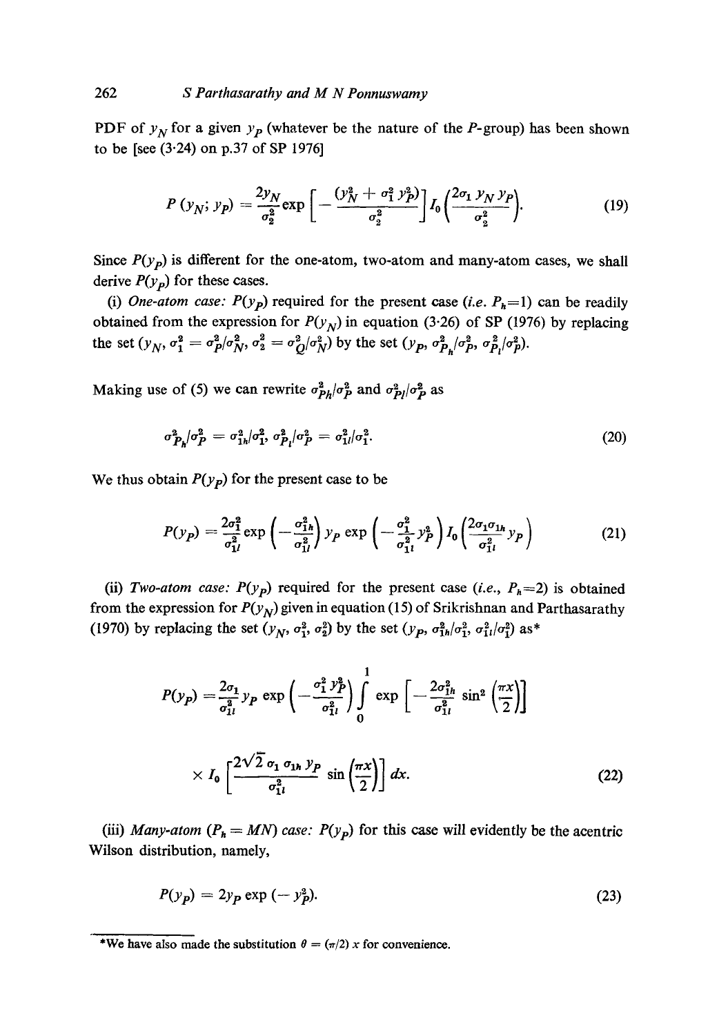PDF of $y_N$ for a given $y_P$ (whatever be the nature of the $P$-group) has been shown to be [see (3·24) on p.37 of SP 1976]

$$P(y_N; y_P) = \frac{2y_N}{\sigma_2^2} \exp\left[-\frac{(y_N^2 + \sigma_1^2 y_P^2)}{\sigma_2^2}\right] I_0\left(\frac{2\sigma_1 y_N y_P}{\sigma_2^2}\right). \tag{19}$$

Since $P(y_P)$ is different for the one-atom, two-atom and many-atom cases, we shall derive $P(y_P)$ for these cases.

(i) *One-atom case:* $P(y_P)$ required for the present case (*i.e.* $P_h=1$) can be readily obtained from the expression for $P(y_N)$ in equation (3·26) of SP (1976) by replacing the set $(y_N, \sigma_1^2 = \sigma_P^2/\sigma_N^2, \sigma_2^2 = \sigma_Q^2/\sigma_N^2)$ by the set $(y_P, \sigma_{P_h}^2/\sigma_P^2, \sigma_{P_l}^2/\sigma_P^2)$.

Making use of (5) we can rewrite $\sigma_{Ph}^2/\sigma_P^2$ and $\sigma_{Pl}^2/\sigma_P^2$ as

$$\sigma_{P_h}^2/\sigma_P^2 = \sigma_{1h}^2/\sigma_1^2, \; \sigma_{P_l}^2/\sigma_P^2 = \sigma_{1l}^2/\sigma_1^2. \tag{20}$$

We thus obtain $P(y_P)$ for the present case to be

$$P(y_P) = \frac{2\sigma_1^2}{\sigma_{1l}^2} \exp\left(-\frac{\sigma_{1h}^2}{\sigma_{1l}^2}\right) y_P \exp\left(-\frac{\sigma_1^2}{\sigma_{1l}^2} y_P^2\right) I_0\left(\frac{2\sigma_1 \sigma_{1h}}{\sigma_{1l}^2} y_P\right) \tag{21}$$

(ii) *Two-atom case:* $P(y_P)$ required for the present case (*i.e.*, $P_h=2$) is obtained from the expression for $P(y_N)$ given in equation (15) of Srikrishnan and Parthasarathy (1970) by replacing the set $(y_N, \sigma_1^2, \sigma_2^2)$ by the set $(y_P, \sigma_{1h}^2/\sigma_1^2, \sigma_{1l}^2/\sigma_1^2)$ as*

$$P(y_P) = \frac{2\sigma_1}{\sigma_{1l}^2} y_P \exp\left(-\frac{\sigma_1^2 y_P^2}{\sigma_{1l}^2}\right) \int_0^1 \exp\left[-\frac{2\sigma_{1h}^2}{\sigma_{1l}^2} \sin^2\left(\frac{\pi x}{2}\right)\right]$$

$$\times I_0\left[\frac{2\sqrt{2}\,\sigma_1 \sigma_{1h} y_P}{\sigma_{1l}^2} \sin\left(\frac{\pi x}{2}\right)\right] dx. \tag{22}$$

(iii) *Many-atom* ($P_h = MN$) *case:* $P(y_P)$ for this case will evidently be the acentric Wilson distribution, namely,

$$P(y_P) = 2y_P \exp(-y_P^2). \tag{23}$$

*We have also made the substitution $\theta = (\pi/2)\,x$ for convenience.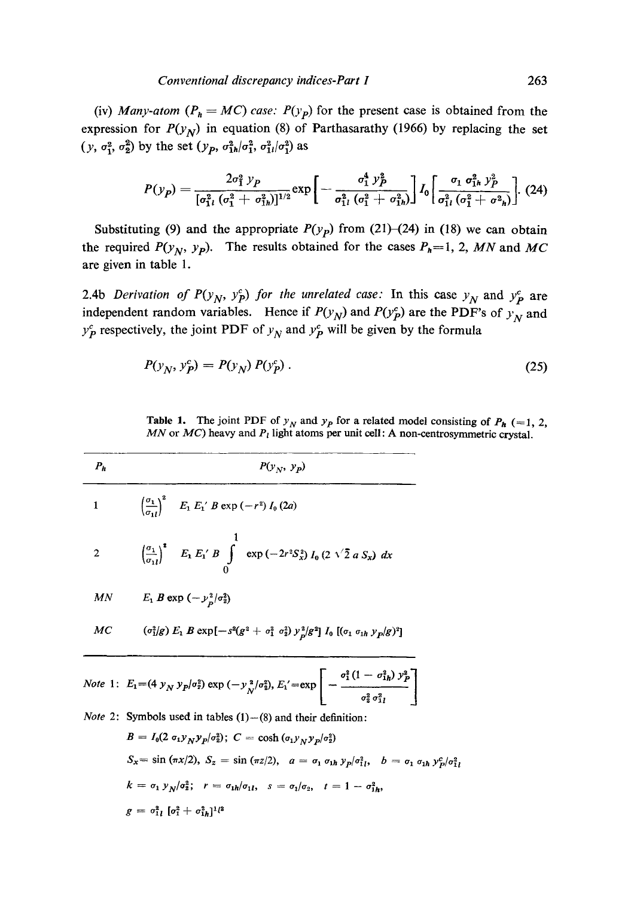(iv) *Many-atom* ($P_h = MC$) *case:* $P(y_P)$ for the present case is obtained from the expression for $P(y_N)$ in equation (8) of Parthasarathy (1966) by replacing the set $(y, \sigma_1^2, \sigma_2^2)$ by the set $(y_P, \sigma_{1h}^2/\sigma_1^2, \sigma_{1l}^2/\sigma_1^2)$ as

$$P(y_P) = \frac{2\sigma_1^2 \, y_P}{[\sigma_{1l}^2 \, (\sigma_1^2 + \sigma_{1h}^2)]^{1/2}} \exp\left[ - \frac{\sigma_1^4 \, y_P^2}{\sigma_{1l}^2 \, (\sigma_1^2 + \sigma_{1h}^2)} \right] I_0 \left[ \frac{\sigma_1 \, \sigma_{1h}^2 \, y_P^2}{\sigma_{1l}^2 \, (\sigma_1^2 + \sigma^2{}_h)} \right]. \quad (24)$$

Substituting (9) and the appropriate $P(y_P)$ from (21)–(24) in (18) we can obtain the required $P(y_N, y_P)$. The results obtained for the cases $P_h$=1, 2, $MN$ and $MC$ are given in table 1.

2.4b *Derivation of* $P(y_N, y_P^c)$ *for the unrelated case:* In this case $y_N$ and $y_P^c$ are independent random variables. Hence if $P(y_N)$ and $P(y_P^c)$ are the PDF's of $y_N$ and $y_P^c$ respectively, the joint PDF of $y_N$ and $y_P^c$ will be given by the formula

$$P(y_N, y_P^c) = P(y_N) \, P(y_P^c) \, . \quad (25)$$

**Table 1.** The joint PDF of $y_N$ and $y_P$ for a related model consisting of $P_h$ (=1, 2, $MN$ or $MC$) heavy and $P_l$ light atoms per unit cell: A non-centrosymmetric crystal.

| $P_h$ | $P(y_N, y_P)$ |
|---|---|
| 1 | $\left(\frac{\sigma_1}{\sigma_{1l}}\right)^2 \; E_1 \, E_1' \, B \exp(-r^2) \, I_0(2a)$ |
| 2 | $\left(\frac{\sigma_1}{\sigma_{1l}}\right)^2 \; E_1 \, E_1' \, B \int_0^1 \exp(-2r^2 S_x^2) \, I_0(2\sqrt{2}\, a \, S_x) \, dx$ |
| $MN$ | $E_1 \, B \exp(-y_P^2/\sigma_2^2)$ |
| $MC$ | $(\sigma_1^2/g) \, E_1 \, B \exp[-s^2(g^2 + \sigma_1^2 \, \sigma_2^2) \, y_P^2/g^2] \; I_0 \, [(\sigma_1 \, \sigma_{1h} \, y_P/g)^2]$ |

*Note* 1: $E_1 = (4 \, y_N \, y_P/\sigma_2^2) \exp(-y_N^2/\sigma_2^2)$, $E_1' = \exp\left[ - \dfrac{\sigma_1^2 (1 - \sigma_{1h}^2) \, y_P^2}{\sigma_2^2 \, \sigma_{1l}^2} \right]$

*Note* 2: Symbols used in tables (1)–(8) and their definition:

$B = I_0(2 \, \sigma_1 y_N y_P/\sigma_2^2)$; $C = \cosh(\sigma_1 y_N y_P/\sigma_2^2)$

$S_x = \sin(\pi x/2)$, $S_z = \sin(\pi z/2)$, $a = \sigma_1 \, \sigma_{1h} \, y_P/\sigma_{1l}^2$, $b = \sigma_1 \, \sigma_{1h} \, y_P^c/\sigma_{1l}^2$

$k = \sigma_1 \, y_N/\sigma_2^2$; $r = \sigma_{1h}/\sigma_{1l}$, $s = \sigma_1/\sigma_2$, $t = 1 - \sigma_{1h}^2$,

$g = \sigma_{1l}^2 \, [\sigma_1^2 + \sigma_{1h}^2]^{1/2}$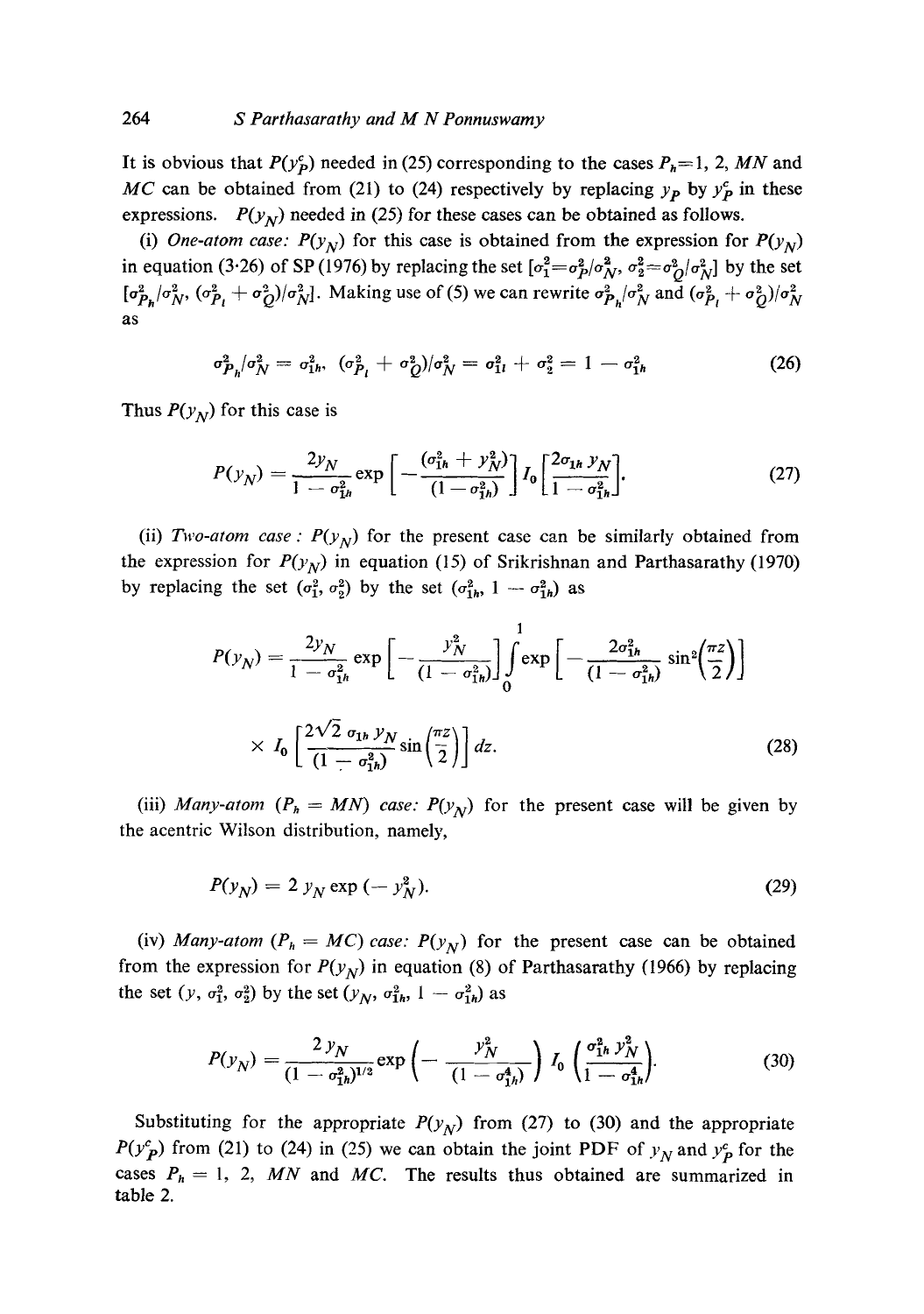It is obvious that $P(y_P^c)$ needed in (25) corresponding to the cases $P_h = 1$, 2, $MN$ and $MC$ can be obtained from (21) to (24) respectively by replacing $y_P$ by $y_P^c$ in these expressions. $P(y_N)$ needed in (25) for these cases can be obtained as follows.

(i) *One-atom case:* $P(y_N)$ for this case is obtained from the expression for $P(y_N)$ in equation (3·26) of SP (1976) by replacing the set $[\sigma_1^2 = \sigma_P^2/\sigma_N^2, \sigma_2^2 = \sigma_Q^2/\sigma_N^2]$ by the set $[\sigma_{P_h}^2/\sigma_N^2, (\sigma_{P_l}^2 + \sigma_Q^2)/\sigma_N^2]$. Making use of (5) we can rewrite $\sigma_{P_h}^2/\sigma_N^2$ and $(\sigma_{P_l}^2 + \sigma_Q^2)/\sigma_N^2$ as

$$\sigma_{P_h}^2/\sigma_N^2 = \sigma_{1h}^2, \; (\sigma_{P_l}^2 + \sigma_Q^2)/\sigma_N^2 = \sigma_{1l}^2 + \sigma_2^2 = 1 - \sigma_{1h}^2 \tag{26}$$

Thus $P(y_N)$ for this case is

$$P(y_N) = \frac{2y_N}{1 - \sigma_{1h}^2} \exp\left[-\frac{(\sigma_{1h}^2 + y_N^2)}{(1 - \sigma_{1h}^2)}\right] I_0\left[\frac{2\sigma_{1h}\, y_N}{1 - \sigma_{1h}^2}\right]. \tag{27}$$

(ii) *Two-atom case:* $P(y_N)$ for the present case can be similarly obtained from the expression for $P(y_N)$ in equation (15) of Srikrishnan and Parthasarathy (1970) by replacing the set $(\sigma_1^2, \sigma_2^2)$ by the set $(\sigma_{1h}^2, 1 - \sigma_{1h}^2)$ as

$$P(y_N) = \frac{2y_N}{1 - \sigma_{1h}^2} \exp\left[-\frac{y_N^2}{(1 - \sigma_{1h}^2)}\right] \int_0^1 \exp\left[-\frac{2\sigma_{1h}^2}{(1 - \sigma_{1h}^2)} \sin^2\left(\frac{\pi z}{2}\right)\right]$$

$$\times\, I_0\left[\frac{2\sqrt{2}\,\sigma_{1h}\, y_N}{(1 - \sigma_{1h}^2)} \sin\left(\frac{\pi z}{2}\right)\right] dz. \tag{28}$$

(iii) *Many-atom ($P_h = MN$) case:* $P(y_N)$ for the present case will be given by the acentric Wilson distribution, namely,

$$P(y_N) = 2\, y_N \exp\left(-\, y_N^2\right). \tag{29}$$

(iv) *Many-atom ($P_h = MC$) case:* $P(y_N)$ for the present case can be obtained from the expression for $P(y_N)$ in equation (8) of Parthasarathy (1966) by replacing the set $(y, \sigma_1^2, \sigma_2^2)$ by the set $(y_N, \sigma_{1h}^2, 1 - \sigma_{1h}^2)$ as

$$P(y_N) = \frac{2\, y_N}{(1 - \sigma_{1h}^4)^{1/2}} \exp\left(-\frac{y_N^2}{(1 - \sigma_{1h}^4)}\right) I_0\left(\frac{\sigma_{1h}^2\, y_N^2}{1 - \sigma_{1h}^4}\right). \tag{30}$$

Substituting for the appropriate $P(y_N)$ from (27) to (30) and the appropriate $P(y_P^c)$ from (21) to (24) in (25) we can obtain the joint PDF of $y_N$ and $y_P^c$ for the cases $P_h = 1$, 2, $MN$ and $MC$. The results thus obtained are summarized in table 2.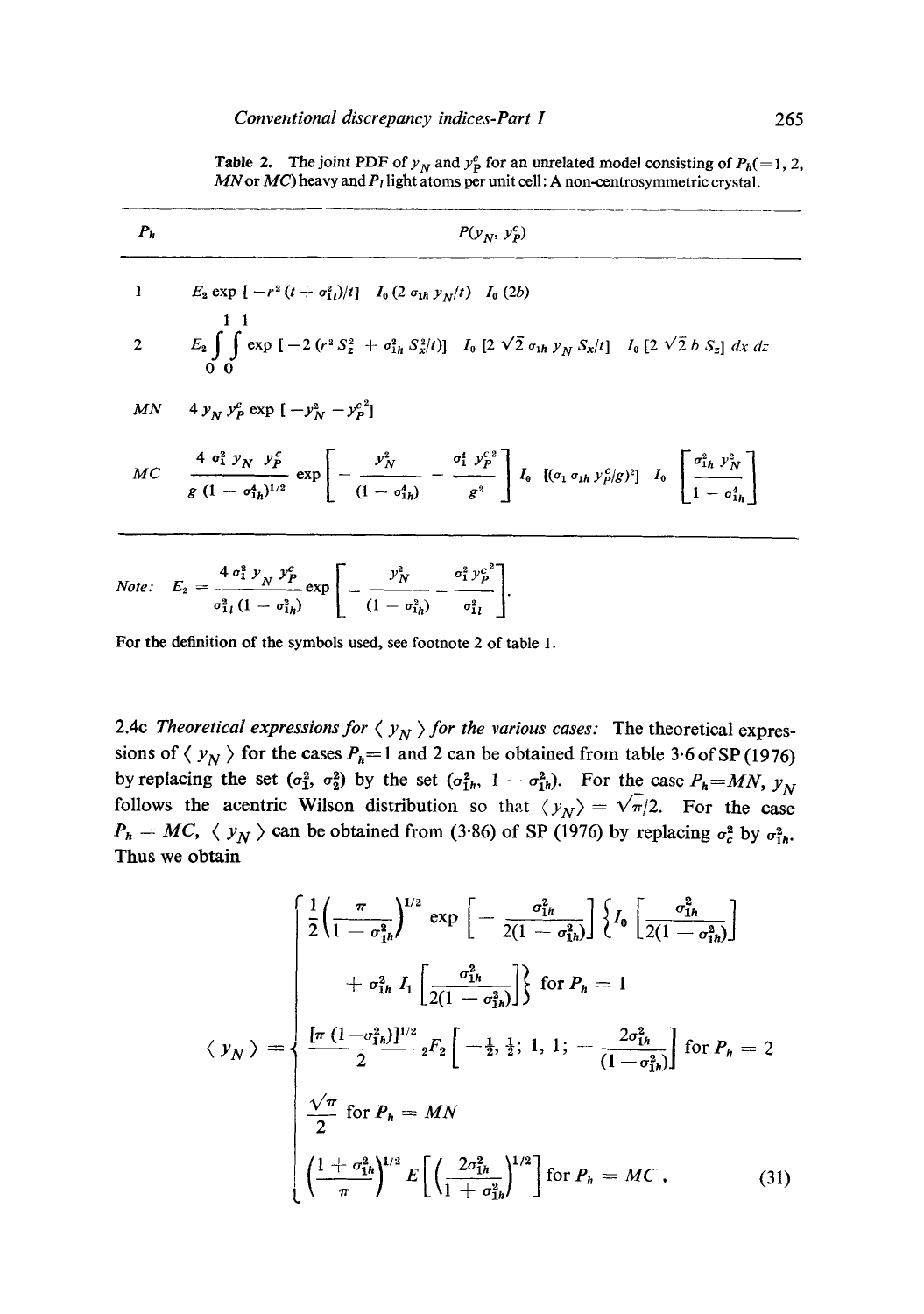**Table 2.** The joint PDF of $y_N$ and $y_P^c$ for an unrelated model consisting of $P_h(=1, 2, MN$ or $MC)$ heavy and $P_l$ light atoms per unit cell: A non-centrosymmetric crystal.

| $P_h$ | $P(y_N, y_P^c)$ |
|---|---|
| 1 | $E_2 \exp[-r^2(t+\sigma_{1l}^2)/t] \; I_0(2\sigma_{1h} y_N/t) \; I_0(2b)$ |
| 2 | $E_2 \int_0^1 \int_0^1 \exp[-2(r^2 S_z^2 + \sigma_{1h}^2 S_x^2/t)] \; I_0[2\sqrt{2}\sigma_{1h} y_N S_x/t] \; I_0[2\sqrt{2}\, b\, S_z]\, dx\, dz$ |
| $MN$ | $4 y_N y_P^c \exp[-y_N^2 - y_P^{c2}]$ |
| $MC$ | $\dfrac{4\sigma_1^2 y_N y_P^c}{g(1-\sigma_{1h}^4)^{1/2}} \exp\left[-\dfrac{y_N^2}{(1-\sigma_{1h}^4)} - \dfrac{\sigma_1^4 y_P^{c2}}{g^2}\right] I_0\left[(\sigma_1 \sigma_{1h} y_P^c/g)^2\right] I_0\left[\dfrac{\sigma_{1h}^2 y_N^2}{1-\sigma_{1h}^4}\right]$ |

*Note:* $E_2 = \dfrac{4\sigma_1^2 y_N y_P^c}{\sigma_{1l}^2(1-\sigma_{1h}^2)} \exp\left[-\dfrac{y_N^2}{(1-\sigma_{1h}^2)} - \dfrac{\sigma_1^2 y_P^{c2}}{\sigma_{1l}^2}\right].$

For the definition of the symbols used, see footnote 2 of table 1.

2.4c *Theoretical expressions for $\langle y_N \rangle$ for the various cases:* The theoretical expressions of $\langle y_N \rangle$ for the cases $P_h = 1$ and 2 can be obtained from table 3·6 of SP (1976) by replacing the set $(\sigma_1^2, \sigma_2^2)$ by the set $(\sigma_{1h}^2, 1-\sigma_{1h}^2)$. For the case $P_h = MN$, $y_N$ follows the acentric Wilson distribution so that $\langle y_N \rangle = \sqrt{\pi}/2$. For the case $P_h = MC$, $\langle y_N \rangle$ can be obtained from (3·86) of SP (1976) by replacing $\sigma_c^2$ by $\sigma_{1h}^2$. Thus we obtain

$$\langle y_N \rangle = \begin{cases} \dfrac{1}{2}\left(\dfrac{\pi}{1-\sigma_{1h}^2}\right)^{1/2} \exp\left[-\dfrac{\sigma_{1h}^2}{2(1-\sigma_{1h}^2)}\right]\left\{I_0\left[\dfrac{\sigma_{1h}^2}{2(1-\sigma_{1h}^2)}\right] + \sigma_{1h}^2\, I_1\left[\dfrac{\sigma_{1h}^2}{2(1-\sigma_{1h}^2)}\right]\right\} \text{ for } P_h = 1 \\[2ex] \dfrac{[\pi(1-\sigma_{1h}^2)]^{1/2}}{2}\, {}_2F_2\left[-\tfrac{1}{2}, \tfrac{1}{2}; 1, 1; -\dfrac{2\sigma_{1h}^2}{(1-\sigma_{1h}^2)}\right] \text{ for } P_h = 2 \\[2ex] \dfrac{\sqrt{\pi}}{2} \text{ for } P_h = MN \\[2ex] \left(\dfrac{1+\sigma_{1h}^2}{\pi}\right)^{1/2} E\left[\left(\dfrac{2\sigma_{1h}^2}{1+\sigma_{1h}^2}\right)^{1/2}\right] \text{ for } P_h = MC\,. \end{cases} \tag{31}$$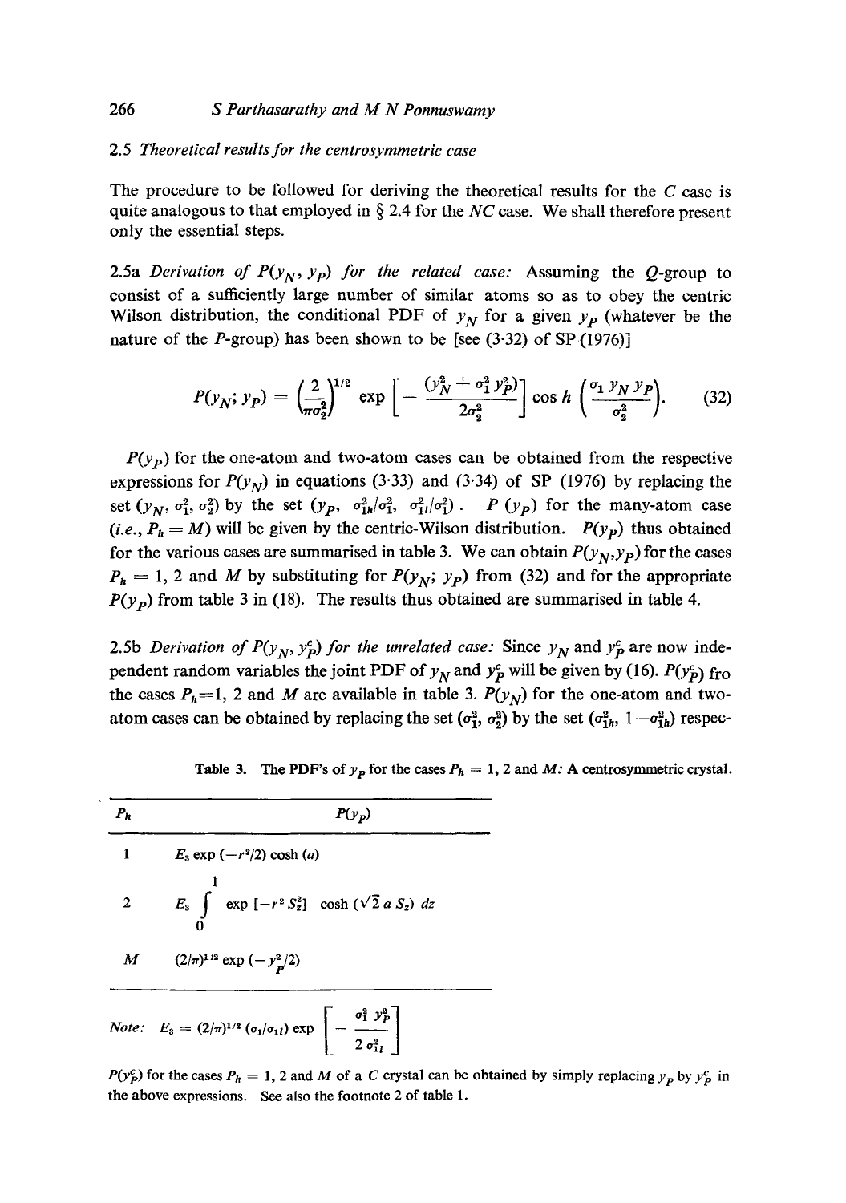## 2.5 *Theoretical results for the centrosymmetric case*

The procedure to be followed for deriving the theoretical results for the *C* case is quite analogous to that employed in § 2.4 for the *NC* case. We shall therefore present only the essential steps.

2.5a *Derivation of $P(y_N, y_P)$ for the related case:* Assuming the *Q*-group to consist of a sufficiently large number of similar atoms so as to obey the centric Wilson distribution, the conditional PDF of $y_N$ for a given $y_P$ (whatever be the nature of the *P*-group) has been shown to be [see (3·32) of SP (1976)]

$$P(y_N; y_P) = \left(\frac{2}{\pi\sigma_2^2}\right)^{1/2} \exp\left[-\frac{(y_N^2 + \sigma_1^2 y_P^2)}{2\sigma_2^2}\right] \cos h\left(\frac{\sigma_1 y_N y_P}{\sigma_2^2}\right). \tag{32}$$

$P(y_P)$ for the one-atom and two-atom cases can be obtained from the respective expressions for $P(y_N)$ in equations (3·33) and (3·34) of SP (1976) by replacing the set $(y_N, \sigma_1^2, \sigma_2^2)$ by the set $(y_P, \sigma_{1h}^2/\sigma_1^2, \sigma_{1l}^2/\sigma_1^2)$. $P(y_P)$ for the many-atom case (*i.e.*, $P_h = M$) will be given by the centric-Wilson distribution. $P(y_P)$ thus obtained for the various cases are summarised in table 3. We can obtain $P(y_N, y_P)$ for the cases $P_h = 1$, 2 and *M* by substituting for $P(y_N; y_P)$ from (32) and for the appropriate $P(y_P)$ from table 3 in (18). The results thus obtained are summarised in table 4.

2.5b *Derivation of $P(y_N, y_P^c)$ for the unrelated case:* Since $y_N$ and $y_P^c$ are now independent random variables the joint PDF of $y_N$ and $y_P^c$ will be given by (16). $P(y_P^c)$ fro the cases $P_h = 1$, 2 and *M* are available in table 3. $P(y_N)$ for the one-atom and two-atom cases can be obtained by replacing the set $(\sigma_1^2, \sigma_2^2)$ by the set $(\sigma_{1h}^2, 1 - \sigma_{1h}^2)$ respec-

**Table 3.** The PDF's of $y_P$ for the cases $P_h = 1$, 2 and *M*: A centrosymmetric crystal.

| $P_h$ | $P(y_P)$ |
|---|---|
| 1 | $E_3 \exp(-r^2/2) \cosh(a)$ |
| 2 | $E_3 \int_0^1 \exp[-r^2 S_z^2] \cosh(\sqrt{2}\, a\, S_z)\, dz$ |
| *M* | $(2/\pi)^{1/2} \exp(-y_P^2/2)$ |

*Note:* $E_3 = (2/\pi)^{1/2} (\sigma_1/\sigma_{1l}) \exp\left[-\dfrac{\sigma_1^2 y_P^2}{2\sigma_{1l}^2}\right]$

$P(y_P^c)$ for the cases $P_h = 1$, 2 and *M* of a *C* crystal can be obtained by simply replacing $y_P$ by $y_P^c$ in the above expressions. See also the footnote 2 of table 1.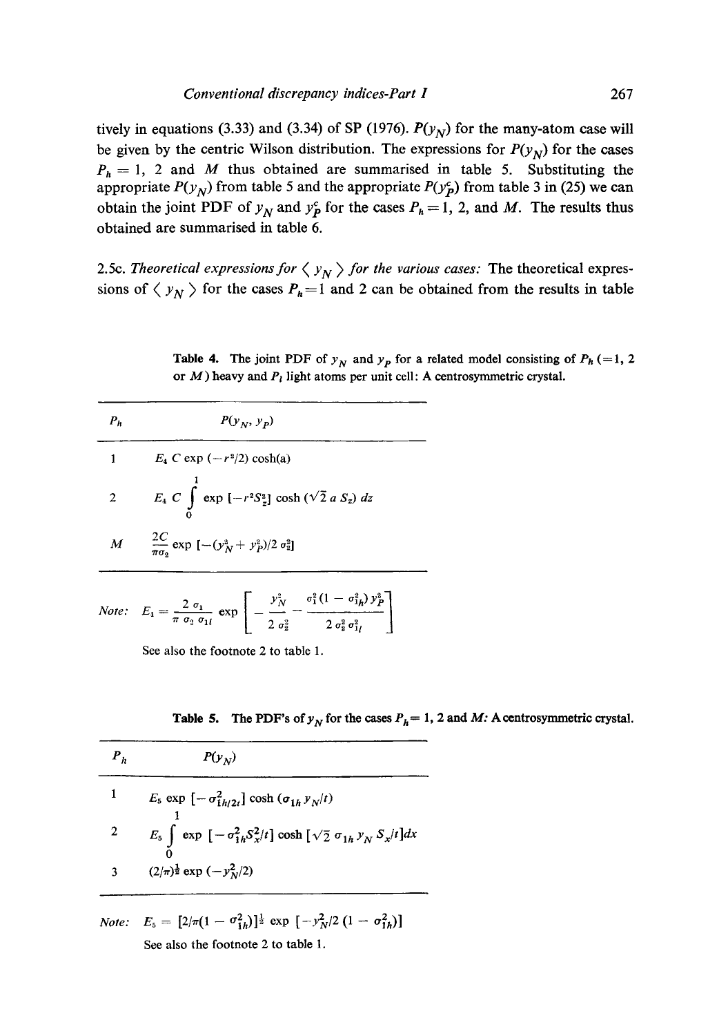tively in equations (3.33) and (3.34) of SP (1976). $P(y_N)$ for the many-atom case will be given by the centric Wilson distribution. The expressions for $P(y_N)$ for the cases $P_h = 1$, 2 and $M$ thus obtained are summarised in table 5. Substituting the appropriate $P(y_N)$ from table 5 and the appropriate $P(y_P^c)$ from table 3 in (25) we can obtain the joint PDF of $y_N$ and $y_P^c$ for the cases $P_h = 1$, 2, and $M$. The results thus obtained are summarised in table 6.

2.5c. *Theoretical expressions for $\langle y_N \rangle$ for the various cases:* The theoretical expressions of $\langle y_N \rangle$ for the cases $P_h = 1$ and 2 can be obtained from the results in table

**Table 4.** The joint PDF of $y_N$ and $y_P$ for a related model consisting of $P_h$ (=1, 2 or $M$) heavy and $P_l$ light atoms per unit cell: A centrosymmetric crystal.

| $P_h$ | $P(y_N, y_P)$ |
|---|---|
| 1 | $E_4\, C \exp(-r^2/2) \cosh(a)$ |
| 2 | $E_4\, C \int_0^1 \exp[-r^2 S_z^2] \cosh(\sqrt{2}\, a\, S_z)\, dz$ |
| $M$ | $\frac{2C}{\pi \sigma_2} \exp[-(y_N^2 + y_P^2)/2\sigma_2^2]$ |

*Note:* $E_4 = \frac{2\,\sigma_1}{\pi\, \sigma_2\, \sigma_{1l}} \exp\left[ -\frac{y_N^2}{2\,\sigma_2^2} - \frac{\sigma_1^2 (1 - \sigma_{1h}^2)\, y_P^2}{2\,\sigma_2^2\, \sigma_{1l}^2} \right]$

See also the footnote 2 to table 1.

**Table 5.** The PDF's of $y_N$ for the cases $P_h = 1$, 2 and $M$: A centrosymmetric crystal.

| $P_h$ | $P(y_N)$ |
|---|---|
| 1 | $E_5 \exp[-\sigma_{1h}^2/2t] \cosh(\sigma_{1h}\, y_N/t)$ |
| 2 | $E_5 \int_0^1 \exp[-\sigma_{1h}^2 S_x^2/t] \cosh[\sqrt{2}\, \sigma_{1h}\, y_N\, S_x/t]\, dx$ |
| 3 | $(2/\pi)^{\frac{1}{2}} \exp(-y_N^2/2)$ |

*Note:* $E_5 = [2/\pi(1 - \sigma_{1h}^2)]^{\frac{1}{2}} \exp[-y_N^2/2(1 - \sigma_{1h}^2)]$

See also the footnote 2 to table 1.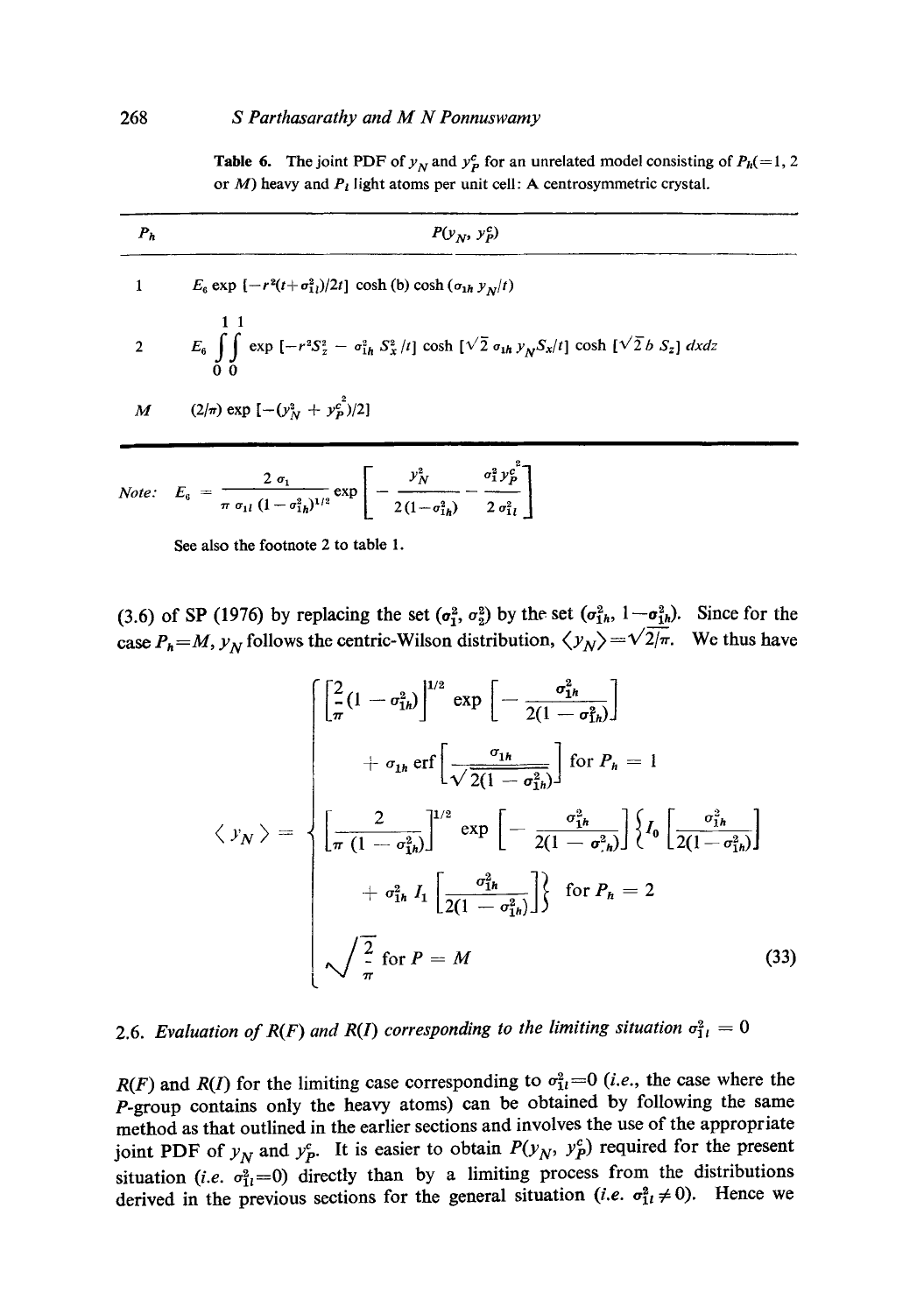**Table 6.** The joint PDF of $y_N$ and $y_P^c$ for an unrelated model consisting of $P_h(=1, 2$ or $M)$ heavy and $P_l$ light atoms per unit cell: A centrosymmetric crystal.

| $P_h$ | $P(y_N, y_P^c)$ |
|---|---|
| 1 | $E_6 \exp\,[-r^2(t+\sigma_{1l}^2)/2t]\,\cosh\,(b)\,\cosh\,(\sigma_{1h}\,y_N/t)$ |
| 2 | $E_6 \int_0^1\int_0^1 \exp\,[-r^2S_z^2 - \sigma_{1h}^2\,S_x^2/t]\,\cosh\,[\sqrt{2}\,\sigma_{1h}\,y_N S_x/t]\,\cosh\,[\sqrt{2}\,b\,S_z]\,dx dz$ |
| $M$ | $(2/\pi)\exp\,[-(y_N^2 + y_P^{c^2})/2]$ |

*Note:* $E_6 = \dfrac{2\,\sigma_1}{\pi\,\sigma_{1l}\,(1-\sigma_{1h}^2)^{1/2}}\exp\left[-\dfrac{y_N^2}{2\,(1-\sigma_{1h}^2)} - \dfrac{\sigma_1^2\,y_P^{c^2}}{2\,\sigma_{1l}^2}\right]$

See also the footnote 2 to table 1.

(3.6) of SP (1976) by replacing the set $(\sigma_1^2, \sigma_2^2)$ by the set $(\sigma_{1h}^2, 1-\sigma_{1h}^2)$. Since for the case $P_h = M$, $y_N$ follows the centric-Wilson distribution, $\langle y_N\rangle = \sqrt{2/\pi}$. We thus have

$$
\langle y_N \rangle = \begin{cases}
\left[\dfrac{2}{\pi}(1-\sigma_{1h}^2)\right]^{1/2}\exp\left[-\dfrac{\sigma_{1h}^2}{2(1-\sigma_{1h}^2)}\right] + \sigma_{1h}\,\mathrm{erf}\left[\dfrac{\sigma_{1h}}{\sqrt{2(1-\sigma_{1h}^2)}}\right] & \text{for } P_h = 1 \\[2ex]
\left[\dfrac{2}{\pi\,(1-\sigma_{1h}^2)}\right]^{1/2}\exp\left[-\dfrac{\sigma_{1h}^2}{2(1-\sigma_{1h}^2)}\right]\left\{I_0\left[\dfrac{\sigma_{1h}^2}{2(1-\sigma_{1h}^2)}\right] + \sigma_{1h}^2\,I_1\left[\dfrac{\sigma_{1h}^2}{2(1-\sigma_{1h}^2)}\right]\right\} & \text{for } P_h = 2 \\[2ex]
\sqrt{\dfrac{2}{\pi}} & \text{for } P = M
\end{cases} \tag{33}
$$

### 2.6. *Evaluation of R(F) and R(I) corresponding to the limiting situation $\sigma_{1l}^2 = 0$*

$R(F)$ and $R(I)$ for the limiting case corresponding to $\sigma_{1l}^2=0$ (*i.e.*, the case where the $P$-group contains only the heavy atoms) can be obtained by following the same method as that outlined in the earlier sections and involves the use of the appropriate joint PDF of $y_N$ and $y_P^c$. It is easier to obtain $P(y_N, y_P^c)$ required for the present situation (*i.e.* $\sigma_{1l}^2=0$) directly than by a limiting process from the distributions derived in the previous sections for the general situation (*i.e.* $\sigma_{1l}^2 \neq 0$). Hence we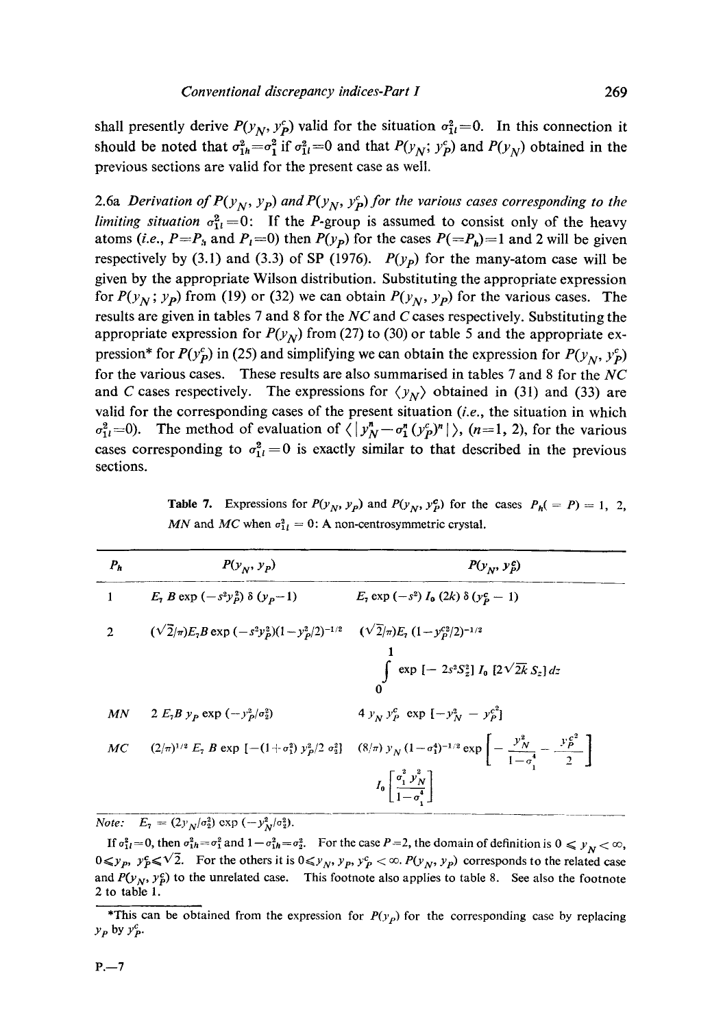shall presently derive $P(y_N, y_P^c)$ valid for the situation $\sigma_{1l}^2=0$. In this connection it should be noted that $\sigma_{1h}^2=\sigma_1^2$ if $\sigma_{1l}^2=0$ and that $P(y_N; y_P^c)$ and $P(y_N)$ obtained in the previous sections are valid for the present case as well.

2.6a *Derivation of $P(y_N, y_P)$ and $P(y_N, y_P^c)$ for the various cases corresponding to the limiting situation $\sigma_{1l}^2=0$:* If the $P$-group is assumed to consist only of the heavy atoms (*i.e.*, $P=P_h$ and $P_l=0$) then $P(y_P)$ for the cases $P(=P_h)=1$ and 2 will be given respectively by (3.1) and (3.3) of SP (1976). $P(y_P)$ for the many-atom case will be given by the appropriate Wilson distribution. Substituting the appropriate expression for $P(y_N; y_P)$ from (19) or (32) we can obtain $P(y_N, y_P)$ for the various cases. The results are given in tables 7 and 8 for the *NC* and *C* cases respectively. Substituting the appropriate expression for $P(y_N)$ from (27) to (30) or table 5 and the appropriate expression* for $P(y_P^c)$ in (25) and simplifying we can obtain the expression for $P(y_N, y_P^c)$ for the various cases. These results are also summarised in tables 7 and 8 for the *NC* and *C* cases respectively. The expressions for $\langle y_N \rangle$ obtained in (31) and (33) are valid for the corresponding cases of the present situation (*i.e.*, the situation in which $\sigma_{1l}^2=0$). The method of evaluation of $\langle |y_N^n - \sigma_1^n (y_P^c)^n| \rangle$, $(n=1, 2)$, for the various cases corresponding to $\sigma_{1l}^2=0$ is exactly similar to that described in the previous sections.

**Table 7.** Expressions for $P(y_N, y_P)$ and $P(y_N, y_P^c)$ for the cases $P_h(=P)=1$, 2, *MN* and *MC* when $\sigma_{1l}^2=0$: A non-centrosymmetric crystal.

| $P_h$ | $P(y_N, y_P)$ | $P(y_N, y_P^c)$ |
|---|---|---|
| 1 | $E_7\, B \exp(-s^2 y_P^2)\, \delta(y_P - 1)$ | $E_7 \exp(-s^2)\, I_0(2k)\, \delta(y_P^c - 1)$ |
| 2 | $(\sqrt{2}/\pi) E_7 B \exp(-s^2 y_P^2)(1 - y_P^2/2)^{-1/2}$ | $(\sqrt{2}/\pi) E_7 (1 - y_P^{c2}/2)^{-1/2} \int_0^1 \exp[-2s^2 S_z^2]\, I_0[2\sqrt{2k}\, S_z]\, dz$ |
| MN | $2 E_7 B\, y_P \exp(-y_P^2/\sigma_2^2)$ | $4 y_N\, y_P^c \exp[-y_N^2 - y_P^{c2}]$ |
| MC | $(2/\pi)^{1/2} E_7\, B \exp[-(1+\sigma_1^2) y_P^2 / 2\sigma_2^2]$ | $(8/\pi)\, y_N (1-\sigma_1^4)^{-1/2} \exp\left[-\dfrac{y_N^2}{1-\sigma_1^4} - \dfrac{y_P^{c2}}{2}\right] I_0\left[\dfrac{\sigma_1^2 y_N^2}{1-\sigma_1^4}\right]$ |

*Note:* $E_7 = (2y_N/\sigma_2^2) \exp(-y_N^2/\sigma_2^2)$.

If $\sigma_{1l}^2=0$, then $\sigma_{1h}^2=\sigma_1^2$ and $1-\sigma_{1h}^2=\sigma_2^2$. For the case $P=2$, the domain of definition is $0 \leqslant y_N < \infty$, $0 \leqslant y_P$, $y_P^c \leqslant \sqrt{2}$. For the others it is $0 \leqslant y_N, y_P, y_P^c < \infty$. $P(y_N, y_P)$ corresponds to the related case and $P(y_N, y_P^c)$ to the unrelated case. This footnote also applies to table 8. See also the footnote 2 to table 1.

*This can be obtained from the expression for $P(y_P)$ for the corresponding case by replacing $y_P$ by $y_P^c$.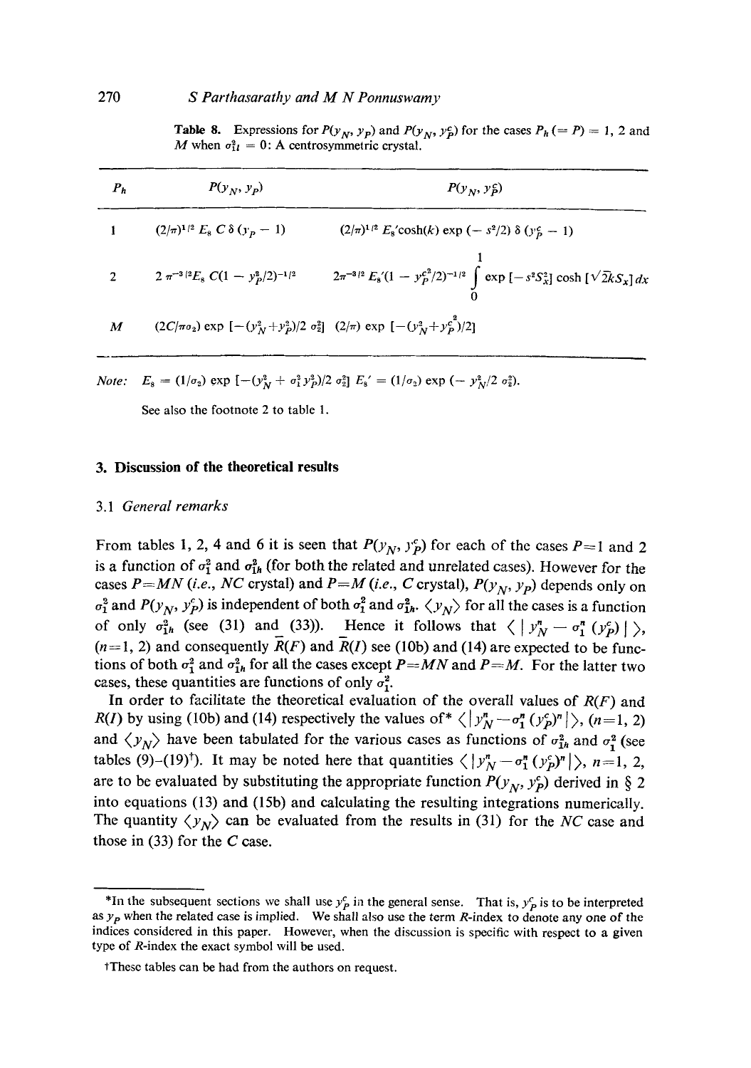**Table 8.** Expressions for $P(y_N, y_P)$ and $P(y_N, y_P^c)$ for the cases $P_h (= P) = 1$, 2 and $M$ when $\sigma_{1t}^2 = 0$: A centrosymmetric crystal.

| $P_h$ | $P(y_N, y_P)$ | $P(y_N, y_P^c)$ |
|---|---|---|
| 1 | $(2/\pi)^{1/2} E_8 C \delta(y_P - 1)$ | $(2/\pi)^{1/2} E_8' \cosh(k) \exp(-s^2/2) \delta(y_P^c - 1)$ |
| 2 | $2\pi^{-3/2} E_8 C(1 - y_P^2/2)^{-1/2}$ | $2\pi^{-3/2} E_8'(1 - y_P^{c2}/2)^{-1/2} \int_0^1 \exp[-s^2 S_x^2] \cosh[\sqrt{2}k S_x] dx$ |
| $M$ | $(2C/\pi\sigma_2) \exp[-(y_N^2 + y_P^2)/2\sigma_2^2]$ | $(2/\pi) \exp[-(y_N^2 + y_P^{c2})/2]$ |

*Note:* $E_8 = (1/\sigma_2) \exp[-(y_N^2 + \sigma_1^2 y_P^2)/2\sigma_2^2]$ $E_8' = (1/\sigma_2) \exp(-y_N^2/2\sigma_2^2)$.

See also the footnote 2 to table 1.

## 3. Discussion of the theoretical results

### 3.1 *General remarks*

From tables 1, 2, 4 and 6 it is seen that $P(y_N, y_P^c)$ for each of the cases $P=1$ and 2 is a function of $\sigma_1^2$ and $\sigma_{1h}^2$ (for both the related and unrelated cases). However for the cases $P=MN$ (*i.e.*, *NC* crystal) and $P=M$ (*i.e.*, *C* crystal), $P(y_N, y_P)$ depends only on $\sigma_1^2$ and $P(y_N, y_P^c)$ is independent of both $\sigma_1^2$ and $\sigma_{1h}^2$. $\langle y_N \rangle$ for all the cases is a function of only $\sigma_{1h}^2$ (see (31) and (33)). Hence it follows that $\langle | y_N^n - \sigma_1^n (y_P^c) | \rangle$, $(n=1, 2)$ and consequently $\bar{R}(F)$ and $\bar{R}(I)$ see (10b) and (14) are expected to be functions of both $\sigma_1^2$ and $\sigma_{1h}^2$ for all the cases except $P=MN$ and $P=M$. For the latter two cases, these quantities are functions of only $\sigma_1^2$.

In order to facilitate the theoretical evaluation of the overall values of $R(F)$ and $R(I)$ by using (10b) and (14) respectively the values of* $\langle | y_N^n - \sigma_1^n (y_P^c)^n | \rangle$, $(n=1, 2)$ and $\langle y_N \rangle$ have been tabulated for the various cases as functions of $\sigma_{1h}^2$ and $\sigma_1^2$ (see tables (9)–(19)†). It may be noted here that quantities $\langle | y_N^n - \sigma_1^n (y_P^c)^n | \rangle$, $n=1, 2$, are to be evaluated by substituting the appropriate function $P(y_N, y_P^c)$ derived in § 2 into equations (13) and (15b) and calculating the resulting integrations numerically. The quantity $\langle y_N \rangle$ can be evaluated from the results in (31) for the *NC* case and those in (33) for the *C* case.

---

*In the subsequent sections we shall use $y_P^c$ in the general sense. That is, $y_P^c$ is to be interpreted as $y_P$ when the related case is implied. We shall also use the term *R*-index to denote any one of the indices considered in this paper. However, when the discussion is specific with respect to a given type of *R*-index the exact symbol will be used.

†These tables can be had from the authors on request.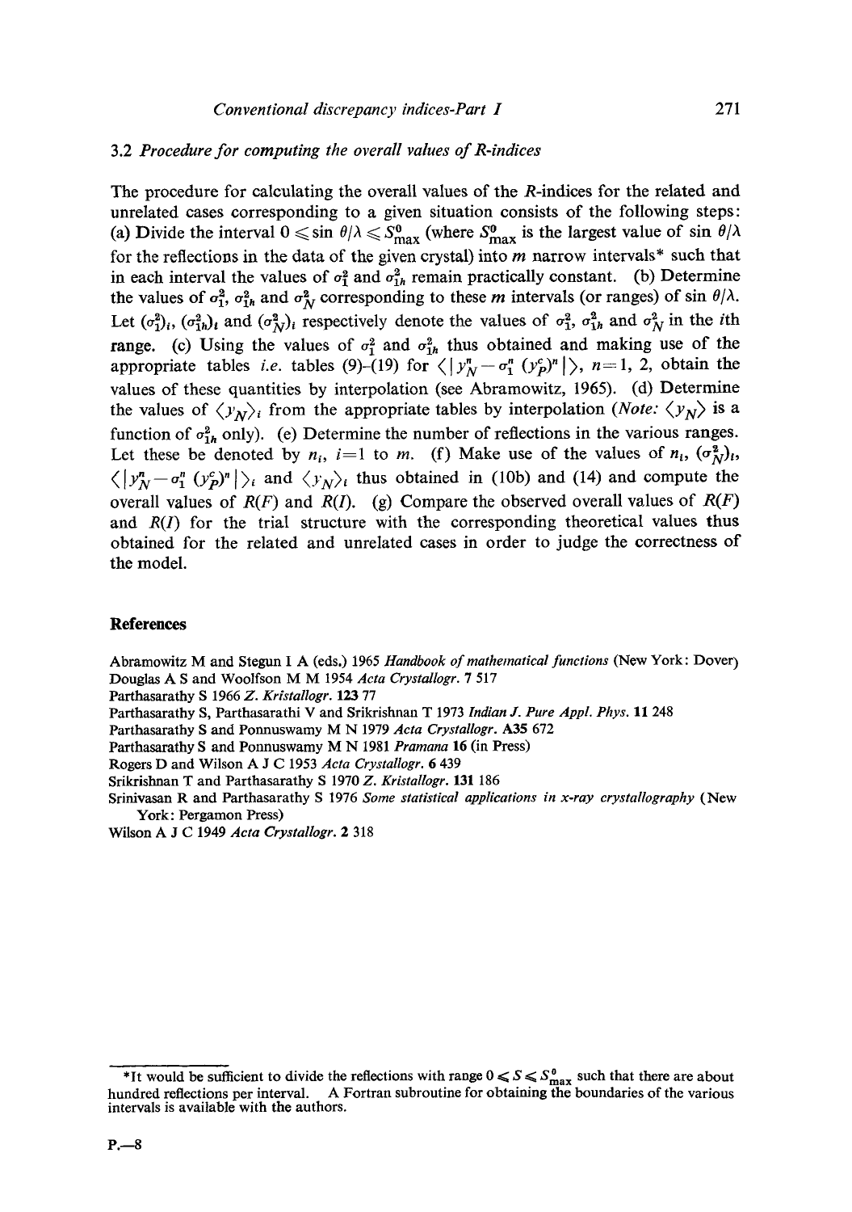### 3.2 *Procedure for computing the overall values of R-indices*

The procedure for calculating the overall values of the $R$-indices for the related and unrelated cases corresponding to a given situation consists of the following steps: (a) Divide the interval $0 \leqslant \sin\theta/\lambda \leqslant S^0_{\max}$ (where $S^0_{\max}$ is the largest value of $\sin\theta/\lambda$ for the reflections in the data of the given crystal) into $m$ narrow intervals* such that in each interval the values of $\sigma_1^2$ and $\sigma_{1h}^2$ remain practically constant. (b) Determine the values of $\sigma_1^2$, $\sigma_{1h}^2$ and $\sigma_N^2$ corresponding to these $m$ intervals (or ranges) of $\sin\theta/\lambda$. Let $(\sigma_1^2)_i$, $(\sigma_{1h}^2)_i$ and $(\sigma_N^2)_i$ respectively denote the values of $\sigma_1^2$, $\sigma_{1h}^2$ and $\sigma_N^2$ in the $i$th range. (c) Using the values of $\sigma_1^2$ and $\sigma_{1h}^2$ thus obtained and making use of the appropriate tables *i.e.* tables (9)–(19) for $\langle | y_N^n - \sigma_1^n (y_P^c)^n | \rangle$, $n = 1, 2$, obtain the values of these quantities by interpolation (see Abramowitz, 1965). (d) Determine the values of $\langle y_N \rangle_i$ from the appropriate tables by interpolation (*Note:* $\langle y_N \rangle$ is a function of $\sigma_{1h}^2$ only). (e) Determine the number of reflections in the various ranges. Let these be denoted by $n_i$, $i = 1$ to $m$. (f) Make use of the values of $n_i$, $(\sigma_N^2)_i$, $\langle | y_N^n - \sigma_1^n (y_P^c)^n | \rangle_i$ and $\langle y_N \rangle_i$ thus obtained in (10b) and (14) and compute the overall values of $R(F)$ and $R(I)$. (g) Compare the observed overall values of $R(F)$ and $R(I)$ for the trial structure with the corresponding theoretical values thus obtained for the related and unrelated cases in order to judge the correctness of the model.

## References

Abramowitz M and Stegun I A (eds.) 1965 *Handbook of mathematical functions* (New York: Dover)

Douglas A S and Woolfson M M 1954 *Acta Crystallogr.* **7** 517

Parthasarathy S 1966 *Z. Kristallogr.* **123** 77

Parthasarathy S, Parthasarathi V and Srikrishnan T 1973 *Indian J. Pure Appl. Phys.* **11** 248

Parthasarathy S and Ponnuswamy M N 1979 *Acta Crystallogr.* **A35** 672

Parthasarathy S and Ponnuswamy M N 1981 *Pramana* **16** (in Press)

Rogers D and Wilson A J C 1953 *Acta Crystallogr.* **6** 439

Srikrishnan T and Parthasarathy S 1970 *Z. Kristallogr.* **131** 186

Srinivasan R and Parthasarathy S 1976 *Some statistical applications in x-ray crystallography* (New York: Pergamon Press)

Wilson A J C 1949 *Acta Crystallogr.* **2** 318

---

*It would be sufficient to divide the reflections with range $0 \leqslant S \leqslant S^0_{\max}$ such that there are about hundred reflections per interval. A Fortran subroutine for obtaining the boundaries of the various intervals is available with the authors.